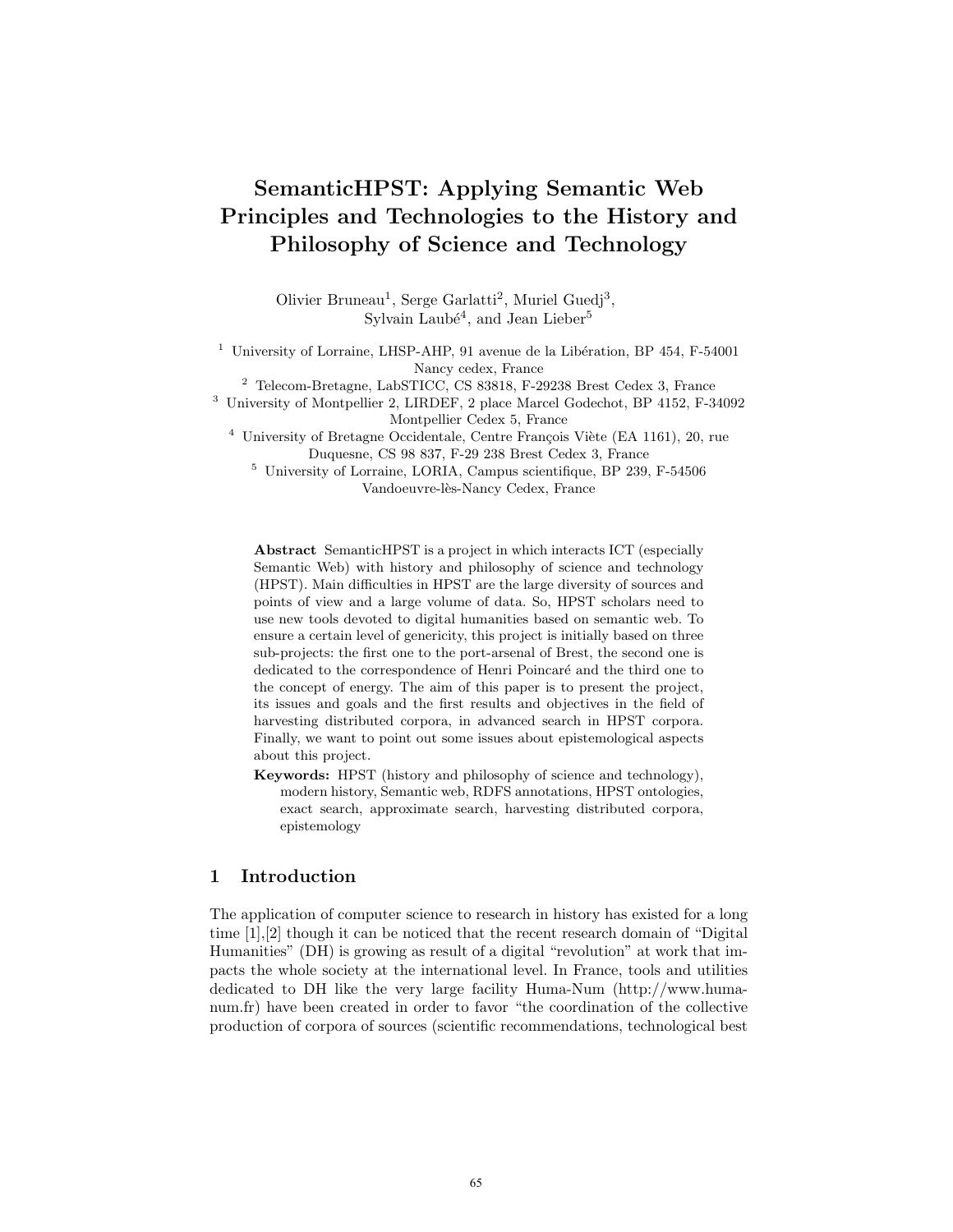# SemanticHPST: Applying Semantic Web Principles and Technologies to the History and Philosophy of Science and Technology

Olivier Bruneau[1], Serge Garlatti[2], Muriel Guedj[3], Sylvain Laubé[4], and Jean Lieber[5]

[1] University of Lorraine, LHSP-AHP, 91 avenue de la Libération, BP 454, F-54001 Nancy cedex, France

[2] Telecom-Bretagne, LabSTICC, CS 83818, F-29238 Brest Cedex 3, France

[3] University of Montpellier 2, LIRDEF, 2 place Marcel Godechot, BP 4152, F-34092 Montpellier Cedex 5, France

[4] University of Bretagne Occidentale, Centre François Viète (EA 1161), 20, rue Duquesne, CS 98 837, F-29 238 Brest Cedex 3, France

[5] University of Lorraine, LORIA, Campus scientifique, BP 239, F-54506 Vandoeuvre-lès-Nancy Cedex, France

**Abstract** SemanticHPST is a project in which interacts ICT (especially Semantic Web) with history and philosophy of science and technology (HPST). Main difficulties in HPST are the large diversity of sources and points of view and a large volume of data. So, HPST scholars need to use new tools devoted to digital humanities based on semantic web. To ensure a certain level of genericity, this project is initially based on three sub-projects: the first one to the port-arsenal of Brest, the second one is dedicated to the correspondence of Henri Poincaré and the third one to the concept of energy. The aim of this paper is to present the project, its issues and goals and the first results and objectives in the field of harvesting distributed corpora, in advanced search in HPST corpora. Finally, we want to point out some issues about epistemological aspects about this project.

**Keywords:** HPST (history and philosophy of science and technology), modern history, Semantic web, RDFS annotations, HPST ontologies, exact search, approximate search, harvesting distributed corpora, epistemology

## 1 Introduction

The application of computer science to research in history has existed for a long time [1],[2] though it can be noticed that the recent research domain of "Digital Humanities" (DH) is growing as result of a digital "revolution" at work that impacts the whole society at the international level. In France, tools and utilities dedicated to DH like the very large facility Huma-Num (http://www.huma-num.fr) have been created in order to favor "the coordination of the collective production of corpora of sources (scientific recommendations, technological best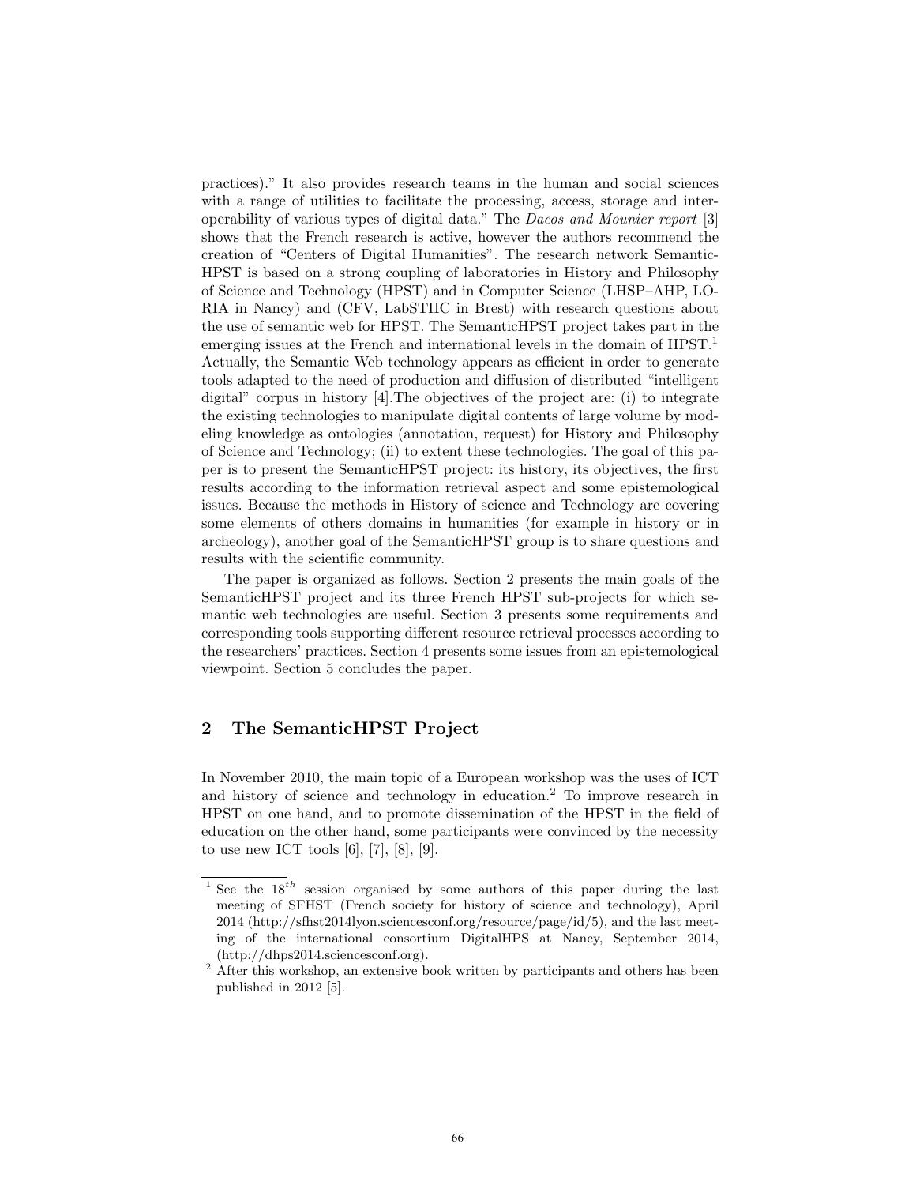practices)." It also provides research teams in the human and social sciences with a range of utilities to facilitate the processing, access, storage and interoperability of various types of digital data." The *Dacos and Mounier report* [3] shows that the French research is active, however the authors recommend the creation of "Centers of Digital Humanities". The research network Semantic-HPST is based on a strong coupling of laboratories in History and Philosophy of Science and Technology (HPST) and in Computer Science (LHSP–AHP, LORIA in Nancy) and (CFV, LabSTIIC in Brest) with research questions about the use of semantic web for HPST. The SemanticHPST project takes part in the emerging issues at the French and international levels in the domain of HPST.[1] Actually, the Semantic Web technology appears as efficient in order to generate tools adapted to the need of production and diffusion of distributed "intelligent digital" corpus in history [4].The objectives of the project are: (i) to integrate the existing technologies to manipulate digital contents of large volume by modeling knowledge as ontologies (annotation, request) for History and Philosophy of Science and Technology; (ii) to extent these technologies. The goal of this paper is to present the SemanticHPST project: its history, its objectives, the first results according to the information retrieval aspect and some epistemological issues. Because the methods in History of science and Technology are covering some elements of others domains in humanities (for example in history or in archeology), another goal of the SemanticHPST group is to share questions and results with the scientific community.

The paper is organized as follows. Section 2 presents the main goals of the SemanticHPST project and its three French HPST sub-projects for which semantic web technologies are useful. Section 3 presents some requirements and corresponding tools supporting different resource retrieval processes according to the researchers' practices. Section 4 presents some issues from an epistemological viewpoint. Section 5 concludes the paper.

## 2 The SemanticHPST Project

In November 2010, the main topic of a European workshop was the uses of ICT and history of science and technology in education.[2] To improve research in HPST on one hand, and to promote dissemination of the HPST in the field of education on the other hand, some participants were convinced by the necessity to use new ICT tools [6], [7], [8], [9].

---

[1] See the $18^{th}$ session organised by some authors of this paper during the last meeting of SFHST (French society for history of science and technology), April 2014 (http://sfhst2014lyon.sciencesconf.org/resource/page/id/5), and the last meeting of the international consortium DigitalHPS at Nancy, September 2014, (http://dhps2014.sciencesconf.org).

[2] After this workshop, an extensive book written by participants and others has been published in 2012 [5].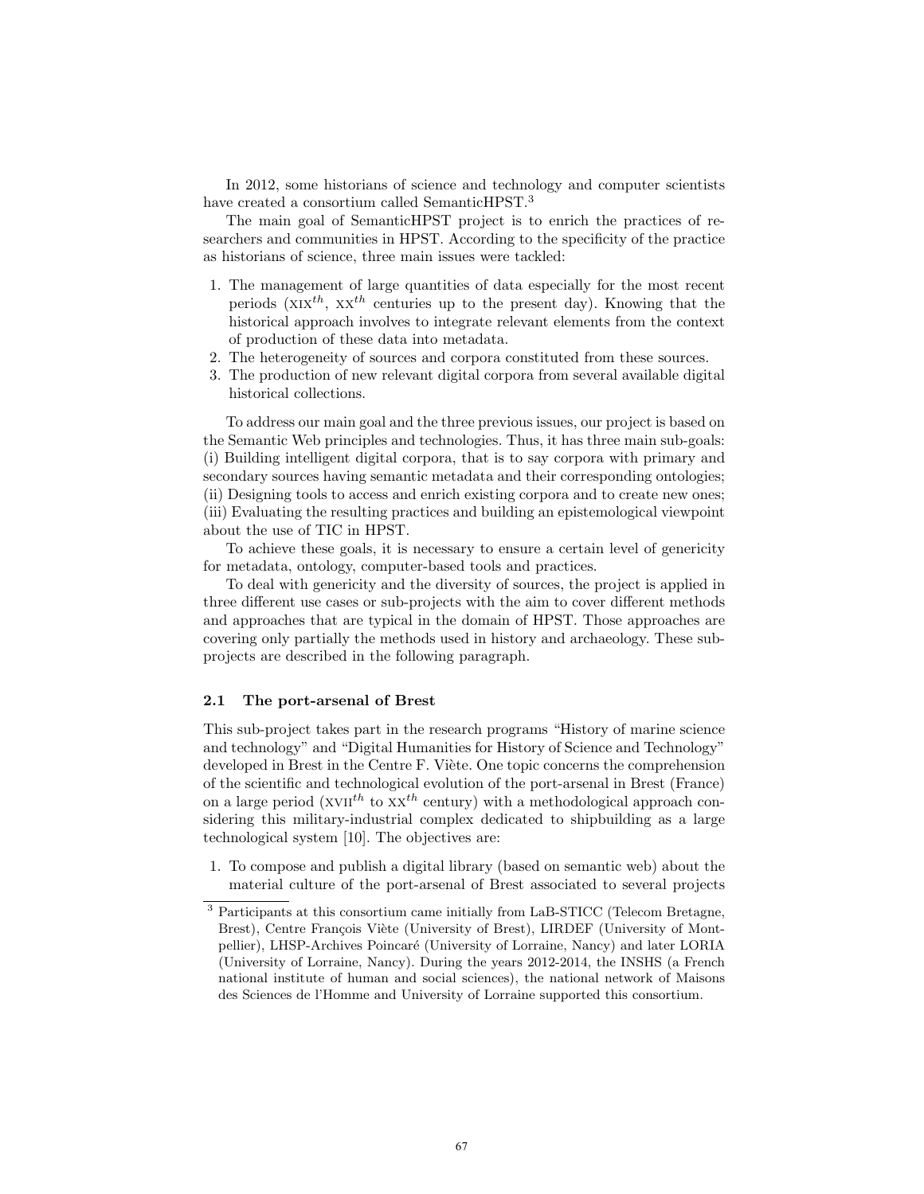In 2012, some historians of science and technology and computer scientists have created a consortium called SemanticHPST.[3]

The main goal of SemanticHPST project is to enrich the practices of researchers and communities in HPST. According to the specificity of the practice as historians of science, three main issues were tackled:

1. The management of large quantities of data especially for the most recent periods (XIX$^{th}$, XX$^{th}$ centuries up to the present day). Knowing that the historical approach involves to integrate relevant elements from the context of production of these data into metadata.
2. The heterogeneity of sources and corpora constituted from these sources.
3. The production of new relevant digital corpora from several available digital historical collections.

To address our main goal and the three previous issues, our project is based on the Semantic Web principles and technologies. Thus, it has three main sub-goals: (i) Building intelligent digital corpora, that is to say corpora with primary and secondary sources having semantic metadata and their corresponding ontologies; (ii) Designing tools to access and enrich existing corpora and to create new ones; (iii) Evaluating the resulting practices and building an epistemological viewpoint about the use of TIC in HPST.

To achieve these goals, it is necessary to ensure a certain level of genericity for metadata, ontology, computer-based tools and practices.

To deal with genericity and the diversity of sources, the project is applied in three different use cases or sub-projects with the aim to cover different methods and approaches that are typical in the domain of HPST. Those approaches are covering only partially the methods used in history and archaeology. These sub-projects are described in the following paragraph.

### 2.1 The port-arsenal of Brest

This sub-project takes part in the research programs "History of marine science and technology" and "Digital Humanities for History of Science and Technology" developed in Brest in the Centre F. Viète. One topic concerns the comprehension of the scientific and technological evolution of the port-arsenal in Brest (France) on a large period (XVII$^{th}$ to XX$^{th}$ century) with a methodological approach considering this military-industrial complex dedicated to shipbuilding as a large technological system [10]. The objectives are:

1. To compose and publish a digital library (based on semantic web) about the material culture of the port-arsenal of Brest associated to several projects

[3] Participants at this consortium came initially from LaB-STICC (Telecom Bretagne, Brest), Centre François Viète (University of Brest), LIRDEF (University of Montpellier), LHSP-Archives Poincaré (University of Lorraine, Nancy) and later LORIA (University of Lorraine, Nancy). During the years 2012-2014, the INSHS (a French national institute of human and social sciences), the national network of Maisons des Sciences de l'Homme and University of Lorraine supported this consortium.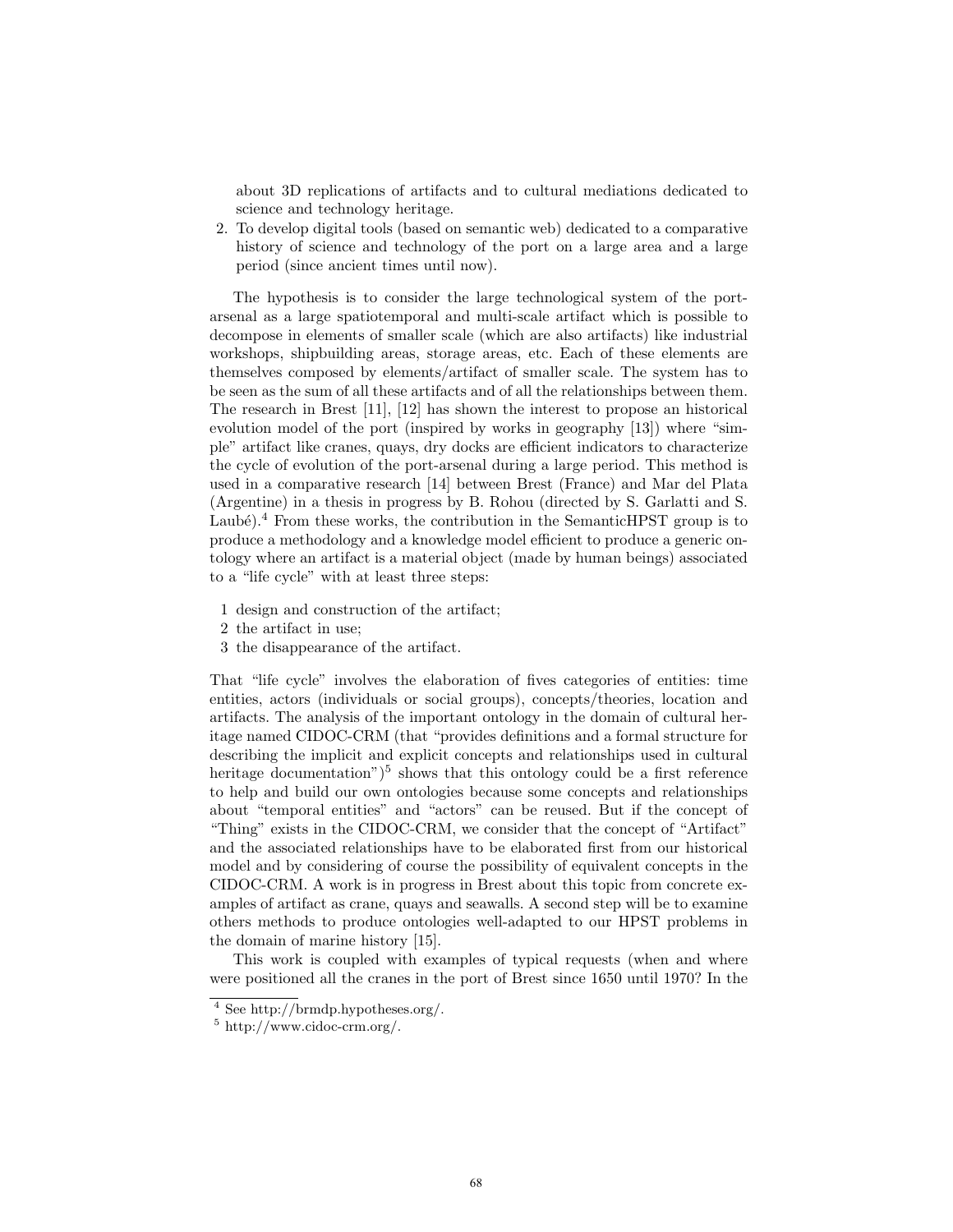about 3D replications of artifacts and to cultural mediations dedicated to science and technology heritage.

2. To develop digital tools (based on semantic web) dedicated to a comparative history of science and technology of the port on a large area and a large period (since ancient times until now).

The hypothesis is to consider the large technological system of the port-arsenal as a large spatiotemporal and multi-scale artifact which is possible to decompose in elements of smaller scale (which are also artifacts) like industrial workshops, shipbuilding areas, storage areas, etc. Each of these elements are themselves composed by elements/artifact of smaller scale. The system has to be seen as the sum of all these artifacts and of all the relationships between them. The research in Brest [11], [12] has shown the interest to propose an historical evolution model of the port (inspired by works in geography [13]) where "simple" artifact like cranes, quays, dry docks are efficient indicators to characterize the cycle of evolution of the port-arsenal during a large period. This method is used in a comparative research [14] between Brest (France) and Mar del Plata (Argentine) in a thesis in progress by B. Rohou (directed by S. Garlatti and S. Laubé).[4] From these works, the contribution in the SemanticHPST group is to produce a methodology and a knowledge model efficient to produce a generic ontology where an artifact is a material object (made by human beings) associated to a "life cycle" with at least three steps:

1 design and construction of the artifact;
2 the artifact in use;
3 the disappearance of the artifact.

That "life cycle" involves the elaboration of fives categories of entities: time entities, actors (individuals or social groups), concepts/theories, location and artifacts. The analysis of the important ontology in the domain of cultural heritage named CIDOC-CRM (that "provides definitions and a formal structure for describing the implicit and explicit concepts and relationships used in cultural heritage documentation")[5] shows that this ontology could be a first reference to help and build our own ontologies because some concepts and relationships about "temporal entities" and "actors" can be reused. But if the concept of "Thing" exists in the CIDOC-CRM, we consider that the concept of "Artifact" and the associated relationships have to be elaborated first from our historical model and by considering of course the possibility of equivalent concepts in the CIDOC-CRM. A work is in progress in Brest about this topic from concrete examples of artifact as crane, quays and seawalls. A second step will be to examine others methods to produce ontologies well-adapted to our HPST problems in the domain of marine history [15].

This work is coupled with examples of typical requests (when and where were positioned all the cranes in the port of Brest since 1650 until 1970? In the

[4] See http://brmdp.hypotheses.org/.

[5] http://www.cidoc-crm.org/.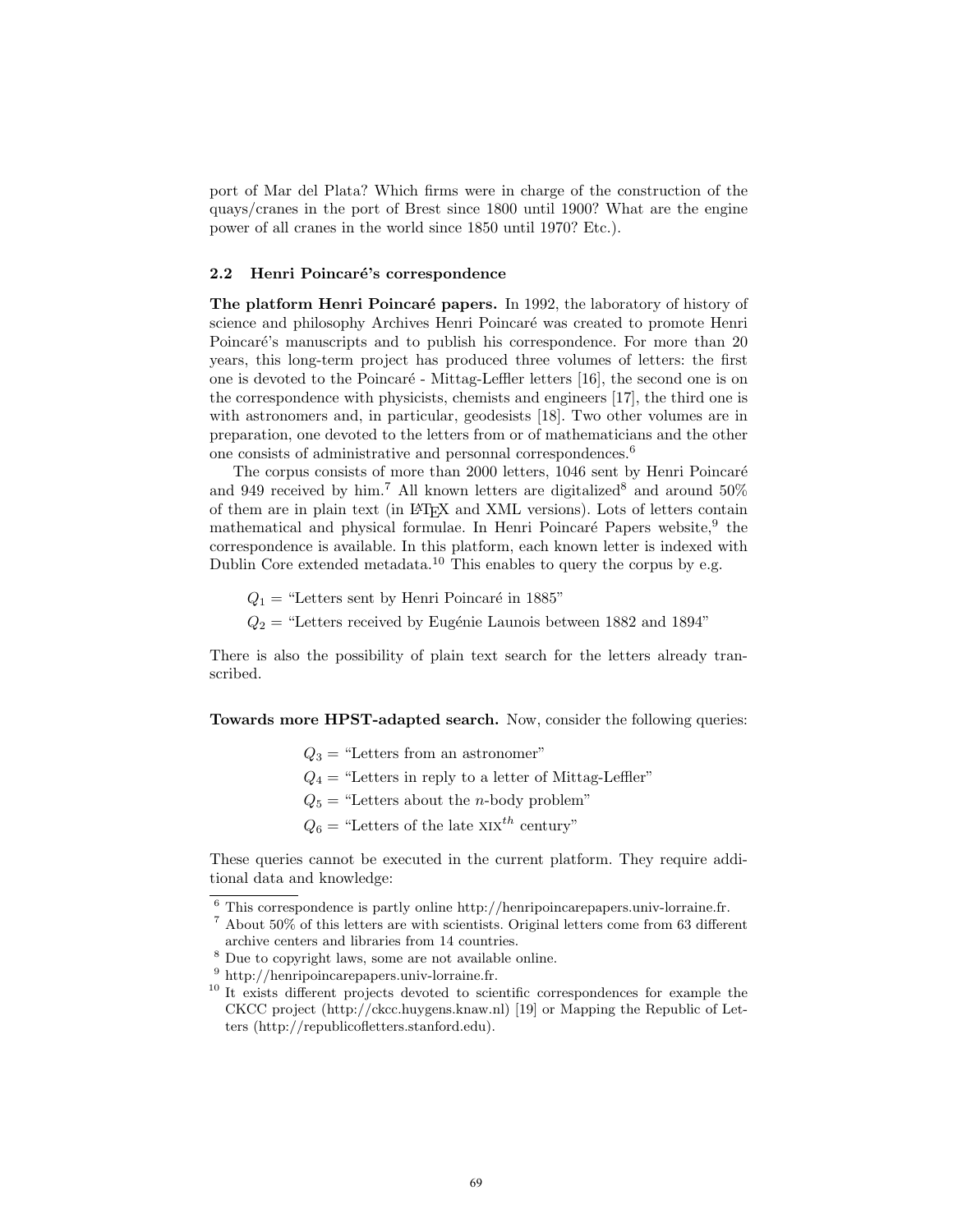port of Mar del Plata? Which firms were in charge of the construction of the quays/cranes in the port of Brest since 1800 until 1900? What are the engine power of all cranes in the world since 1850 until 1970? Etc.).

### 2.2 Henri Poincaré's correspondence

**The platform Henri Poincaré papers.** In 1992, the laboratory of history of science and philosophy Archives Henri Poincaré was created to promote Henri Poincaré's manuscripts and to publish his correspondence. For more than 20 years, this long-term project has produced three volumes of letters: the first one is devoted to the Poincaré - Mittag-Leffler letters [16], the second one is on the correspondence with physicists, chemists and engineers [17], the third one is with astronomers and, in particular, geodesists [18]. Two other volumes are in preparation, one devoted to the letters from or of mathematicians and the other one consists of administrative and personnal correspondences.[6]

The corpus consists of more than 2000 letters, 1046 sent by Henri Poincaré and 949 received by him.[7] All known letters are digitalized[8] and around 50% of them are in plain text (in LaTeX and XML versions). Lots of letters contain mathematical and physical formulae. In Henri Poincaré Papers website,[9] the correspondence is available. In this platform, each known letter is indexed with Dublin Core extended metadata.[10] This enables to query the corpus by e.g.

$Q_1$ = "Letters sent by Henri Poincaré in 1885"

$Q_2$ = "Letters received by Eugénie Launois between 1882 and 1894"

There is also the possibility of plain text search for the letters already transcribed.

**Towards more HPST-adapted search.** Now, consider the following queries:

$Q_3$ = "Letters from an astronomer"

$Q_4$ = "Letters in reply to a letter of Mittag-Leffler"

$Q_5$ = "Letters about the $n$-body problem"

$Q_6$ = "Letters of the late XIX$^{th}$ century"

These queries cannot be executed in the current platform. They require additional data and knowledge:

---

[6] This correspondence is partly online http://henripoincarepapers.univ-lorraine.fr.

[7] About 50% of this letters are with scientists. Original letters come from 63 different archive centers and libraries from 14 countries.

[8] Due to copyright laws, some are not available online.

[9] http://henripoincarepapers.univ-lorraine.fr.

[10] It exists different projects devoted to scientific correspondences for example the CKCC project (http://ckcc.huygens.knaw.nl) [19] or Mapping the Republic of Letters (http://republicofletters.stanford.edu).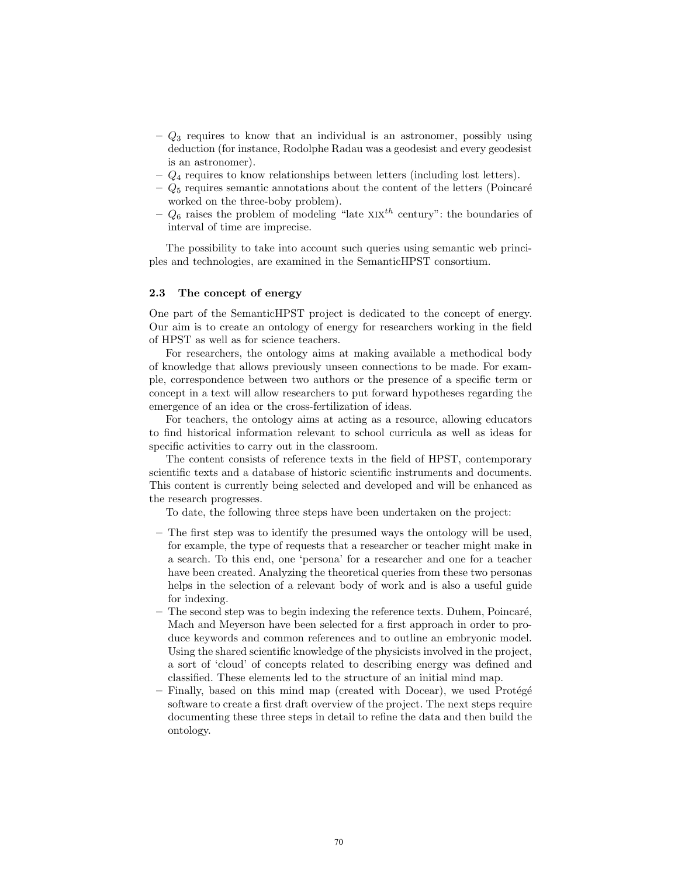- $Q_3$ requires to know that an individual is an astronomer, possibly using deduction (for instance, Rodolphe Radau was a geodesist and every geodesist is an astronomer).
- $Q_4$ requires to know relationships between letters (including lost letters).
- $Q_5$ requires semantic annotations about the content of the letters (Poincaré worked on the three-boby problem).
- $Q_6$ raises the problem of modeling "late $\textsc{xix}^{th}$ century": the boundaries of interval of time are imprecise.

The possibility to take into account such queries using semantic web principles and technologies, are examined in the SemanticHPST consortium.

### 2.3 The concept of energy

One part of the SemanticHPST project is dedicated to the concept of energy. Our aim is to create an ontology of energy for researchers working in the field of HPST as well as for science teachers.

For researchers, the ontology aims at making available a methodical body of knowledge that allows previously unseen connections to be made. For example, correspondence between two authors or the presence of a specific term or concept in a text will allow researchers to put forward hypotheses regarding the emergence of an idea or the cross-fertilization of ideas.

For teachers, the ontology aims at acting as a resource, allowing educators to find historical information relevant to school curricula as well as ideas for specific activities to carry out in the classroom.

The content consists of reference texts in the field of HPST, contemporary scientific texts and a database of historic scientific instruments and documents. This content is currently being selected and developed and will be enhanced as the research progresses.

To date, the following three steps have been undertaken on the project:

- The first step was to identify the presumed ways the ontology will be used, for example, the type of requests that a researcher or teacher might make in a search. To this end, one 'persona' for a researcher and one for a teacher have been created. Analyzing the theoretical queries from these two personas helps in the selection of a relevant body of work and is also a useful guide for indexing.
- The second step was to begin indexing the reference texts. Duhem, Poincaré, Mach and Meyerson have been selected for a first approach in order to produce keywords and common references and to outline an embryonic model. Using the shared scientific knowledge of the physicists involved in the project, a sort of 'cloud' of concepts related to describing energy was defined and classified. These elements led to the structure of an initial mind map.
- Finally, based on this mind map (created with Docear), we used Protégé software to create a first draft overview of the project. The next steps require documenting these three steps in detail to refine the data and then build the ontology.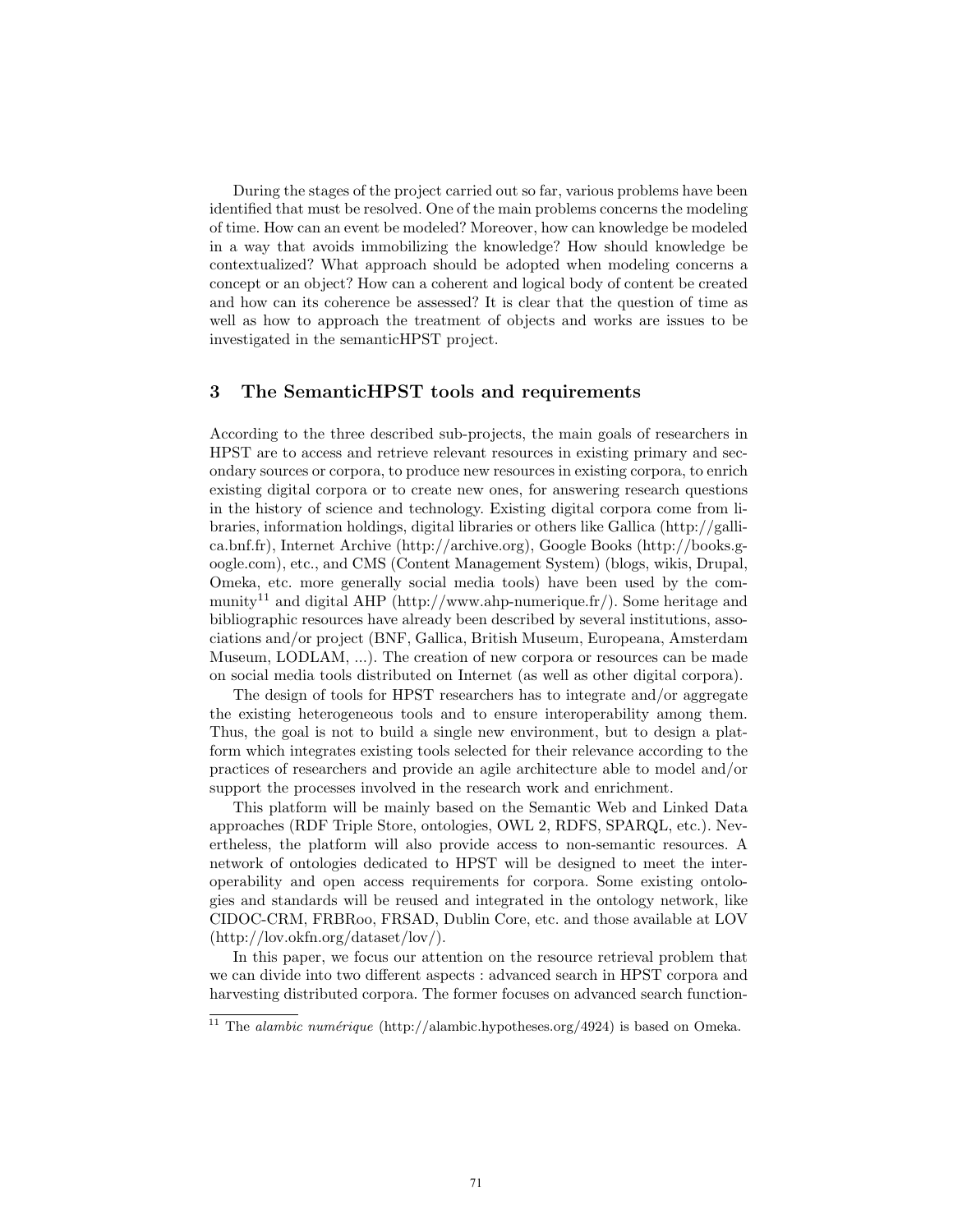During the stages of the project carried out so far, various problems have been identified that must be resolved. One of the main problems concerns the modeling of time. How can an event be modeled? Moreover, how can knowledge be modeled in a way that avoids immobilizing the knowledge? How should knowledge be contextualized? What approach should be adopted when modeling concerns a concept or an object? How can a coherent and logical body of content be created and how can its coherence be assessed? It is clear that the question of time as well as how to approach the treatment of objects and works are issues to be investigated in the semanticHPST project.

## 3 The SemanticHPST tools and requirements

According to the three described sub-projects, the main goals of researchers in HPST are to access and retrieve relevant resources in existing primary and secondary sources or corpora, to produce new resources in existing corpora, to enrich existing digital corpora or to create new ones, for answering research questions in the history of science and technology. Existing digital corpora come from libraries, information holdings, digital libraries or others like Gallica (http://gallica.bnf.fr), Internet Archive (http://archive.org), Google Books (http://books.google.com), etc., and CMS (Content Management System) (blogs, wikis, Drupal, Omeka, etc. more generally social media tools) have been used by the community[11] and digital AHP (http://www.ahp-numerique.fr/). Some heritage and bibliographic resources have already been described by several institutions, associations and/or project (BNF, Gallica, British Museum, Europeana, Amsterdam Museum, LODLAM, ...). The creation of new corpora or resources can be made on social media tools distributed on Internet (as well as other digital corpora).

The design of tools for HPST researchers has to integrate and/or aggregate the existing heterogeneous tools and to ensure interoperability among them. Thus, the goal is not to build a single new environment, but to design a platform which integrates existing tools selected for their relevance according to the practices of researchers and provide an agile architecture able to model and/or support the processes involved in the research work and enrichment.

This platform will be mainly based on the Semantic Web and Linked Data approaches (RDF Triple Store, ontologies, OWL 2, RDFS, SPARQL, etc.). Nevertheless, the platform will also provide access to non-semantic resources. A network of ontologies dedicated to HPST will be designed to meet the interoperability and open access requirements for corpora. Some existing ontologies and standards will be reused and integrated in the ontology network, like CIDOC-CRM, FRBRoo, FRSAD, Dublin Core, etc. and those available at LOV (http://lov.okfn.org/dataset/lov/).

In this paper, we focus our attention on the resource retrieval problem that we can divide into two different aspects : advanced search in HPST corpora and harvesting distributed corpora. The former focuses on advanced search function-

[11] The *alambic numérique* (http://alambic.hypotheses.org/4924) is based on Omeka.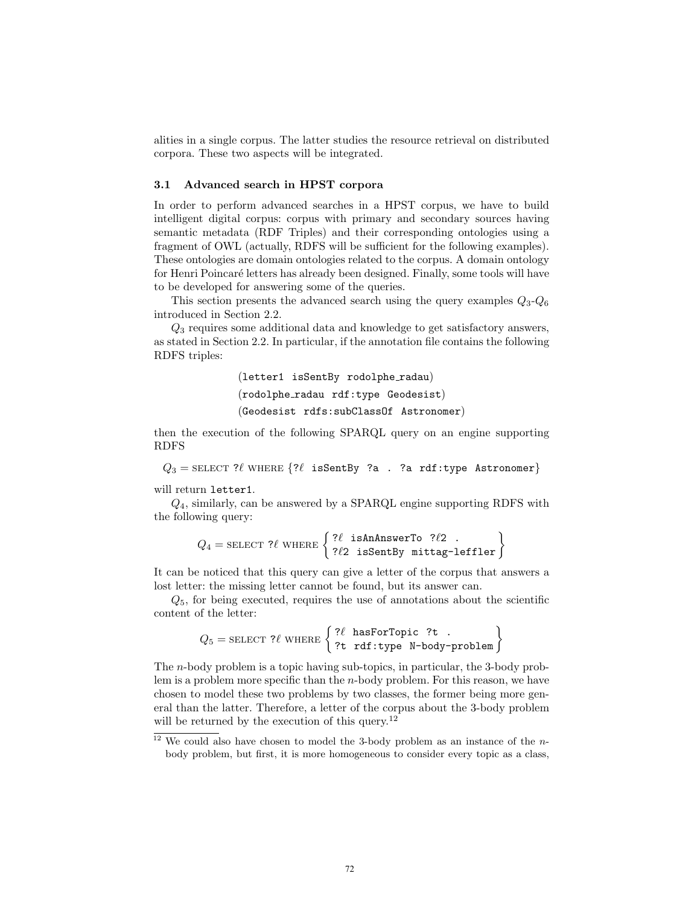alities in a single corpus. The latter studies the resource retrieval on distributed corpora. These two aspects will be integrated.

### 3.1 Advanced search in HPST corpora

In order to perform advanced searches in a HPST corpus, we have to build intelligent digital corpus: corpus with primary and secondary sources having semantic metadata (RDF Triples) and their corresponding ontologies using a fragment of OWL (actually, RDFS will be sufficient for the following examples). These ontologies are domain ontologies related to the corpus. A domain ontology for Henri Poincaré letters has already been designed. Finally, some tools will have to be developed for answering some of the queries.

This section presents the advanced search using the query examples $Q_3$-$Q_6$ introduced in Section 2.2.

$Q_3$ requires some additional data and knowledge to get satisfactory answers, as stated in Section 2.2. In particular, if the annotation file contains the following RDFS triples:

$$(\texttt{letter1 isSentBy rodolphe\_radau})$$
$$(\texttt{rodolphe\_radau rdf:type Geodesist})$$
$$(\texttt{Geodesist rdfs:subClassOf Astronomer})$$

then the execution of the following SPARQL query on an engine supporting RDFS

$$Q_3 = \text{SELECT } ?\ell \text{ WHERE } \{?\ell \texttt{ isSentBy ?a . ?a rdf:type Astronomer}\}$$

will return `letter1`.

$Q_4$, similarly, can be answered by a SPARQL engine supporting RDFS with the following query:

$$Q_4 = \text{SELECT } ?\ell \text{ WHERE } \left\{ \begin{array}{l} ?\ell \texttt{ isAnAnswerTo } ?\ell 2 \texttt{ .} \\ ?\ell 2 \texttt{ isSentBy mittag-leffler} \end{array} \right\}$$

It can be noticed that this query can give a letter of the corpus that answers a lost letter: the missing letter cannot be found, but its answer can.

$Q_5$, for being executed, requires the use of annotations about the scientific content of the letter:

$$Q_5 = \text{SELECT } ?\ell \text{ WHERE } \left\{ \begin{array}{l} ?\ell \texttt{ hasForTopic ?t .} \\ \texttt{?t rdf:type N-body-problem} \end{array} \right\}$$

The $n$-body problem is a topic having sub-topics, in particular, the 3-body problem is a problem more specific than the $n$-body problem. For this reason, we have chosen to model these two problems by two classes, the former being more general than the latter. Therefore, a letter of the corpus about the 3-body problem will be returned by the execution of this query.[12]

[12] We could also have chosen to model the 3-body problem as an instance of the $n$-body problem, but first, it is more homogeneous to consider every topic as a class,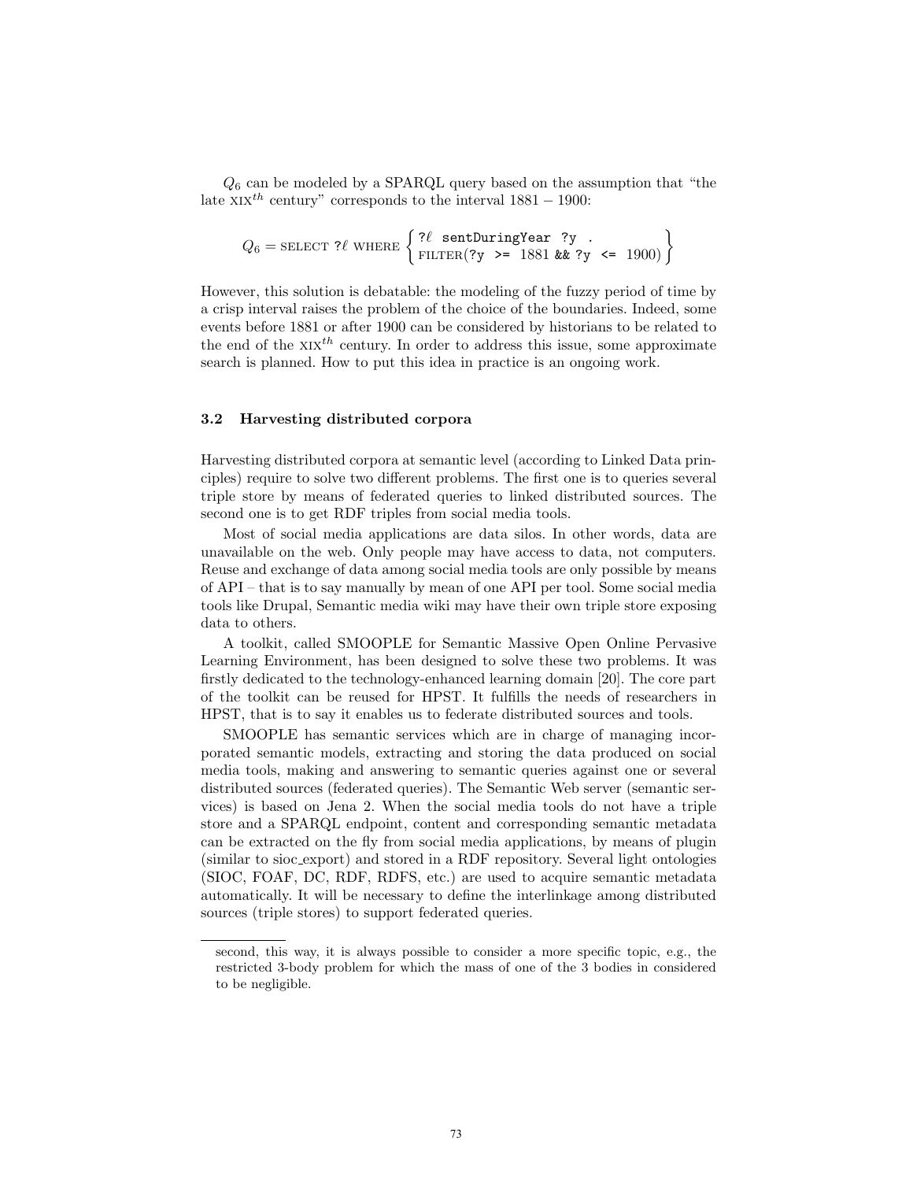$Q_6$ can be modeled by a SPARQL query based on the assumption that "the late $\text{XIX}^{th}$ century" corresponds to the interval $1881 - 1900$:

$$Q_6 = \text{SELECT } ?\ell \text{ WHERE } \left\{ \begin{array}{l} ?\ell \ \texttt{sentDuringYear ?y .} \\ \text{FILTER}(\texttt{?y >= } 1881 \ \texttt{\&\& ?y <= } 1900) \end{array} \right\}$$

However, this solution is debatable: the modeling of the fuzzy period of time by a crisp interval raises the problem of the choice of the boundaries. Indeed, some events before 1881 or after 1900 can be considered by historians to be related to the end of the $\text{XIX}^{th}$ century. In order to address this issue, some approximate search is planned. How to put this idea in practice is an ongoing work.

### 3.2 Harvesting distributed corpora

Harvesting distributed corpora at semantic level (according to Linked Data principles) require to solve two different problems. The first one is to queries several triple store by means of federated queries to linked distributed sources. The second one is to get RDF triples from social media tools.

Most of social media applications are data silos. In other words, data are unavailable on the web. Only people may have access to data, not computers. Reuse and exchange of data among social media tools are only possible by means of API – that is to say manually by mean of one API per tool. Some social media tools like Drupal, Semantic media wiki may have their own triple store exposing data to others.

A toolkit, called SMOOPLE for Semantic Massive Open Online Pervasive Learning Environment, has been designed to solve these two problems. It was firstly dedicated to the technology-enhanced learning domain [20]. The core part of the toolkit can be reused for HPST. It fulfills the needs of researchers in HPST, that is to say it enables us to federate distributed sources and tools.

SMOOPLE has semantic services which are in charge of managing incorporated semantic models, extracting and storing the data produced on social media tools, making and answering to semantic queries against one or several distributed sources (federated queries). The Semantic Web server (semantic services) is based on Jena 2. When the social media tools do not have a triple store and a SPARQL endpoint, content and corresponding semantic metadata can be extracted on the fly from social media applications, by means of plugin (similar to sioc_export) and stored in a RDF repository. Several light ontologies (SIOC, FOAF, DC, RDF, RDFS, etc.) are used to acquire semantic metadata automatically. It will be necessary to define the interlinkage among distributed sources (triple stores) to support federated queries.

second, this way, it is always possible to consider a more specific topic, e.g., the restricted 3-body problem for which the mass of one of the 3 bodies in considered to be negligible.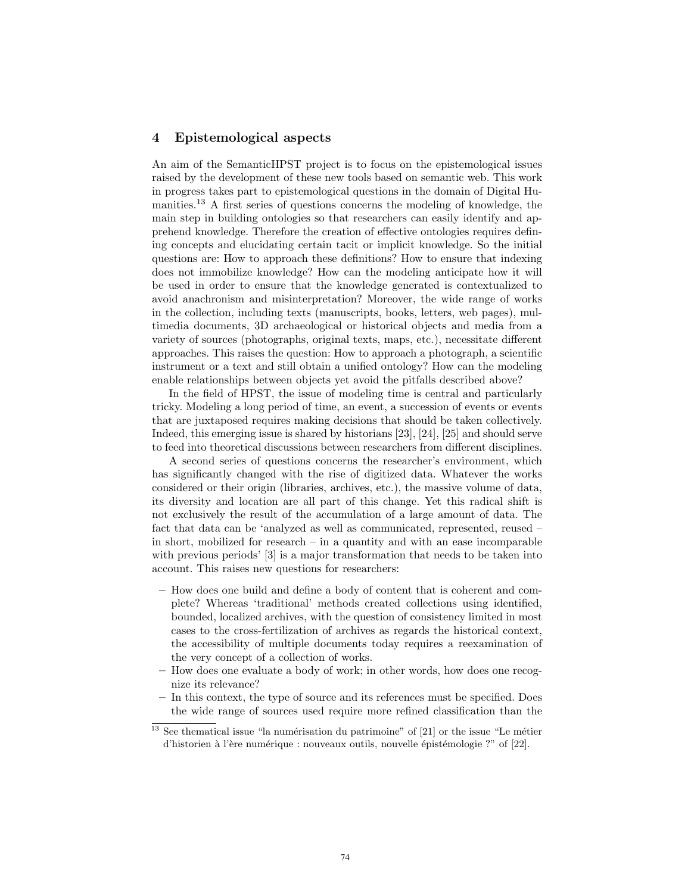## 4 Epistemological aspects

An aim of the SemanticHPST project is to focus on the epistemological issues raised by the development of these new tools based on semantic web. This work in progress takes part to epistemological questions in the domain of Digital Humanities.[13] A first series of questions concerns the modeling of knowledge, the main step in building ontologies so that researchers can easily identify and apprehend knowledge. Therefore the creation of effective ontologies requires defining concepts and elucidating certain tacit or implicit knowledge. So the initial questions are: How to approach these definitions? How to ensure that indexing does not immobilize knowledge? How can the modeling anticipate how it will be used in order to ensure that the knowledge generated is contextualized to avoid anachronism and misinterpretation? Moreover, the wide range of works in the collection, including texts (manuscripts, books, letters, web pages), multimedia documents, 3D archaeological or historical objects and media from a variety of sources (photographs, original texts, maps, etc.), necessitate different approaches. This raises the question: How to approach a photograph, a scientific instrument or a text and still obtain a unified ontology? How can the modeling enable relationships between objects yet avoid the pitfalls described above?

In the field of HPST, the issue of modeling time is central and particularly tricky. Modeling a long period of time, an event, a succession of events or events that are juxtaposed requires making decisions that should be taken collectively. Indeed, this emerging issue is shared by historians [23], [24], [25] and should serve to feed into theoretical discussions between researchers from different disciplines.

A second series of questions concerns the researcher's environment, which has significantly changed with the rise of digitized data. Whatever the works considered or their origin (libraries, archives, etc.), the massive volume of data, its diversity and location are all part of this change. Yet this radical shift is not exclusively the result of the accumulation of a large amount of data. The fact that data can be 'analyzed as well as communicated, represented, reused – in short, mobilized for research – in a quantity and with an ease incomparable with previous periods' [3] is a major transformation that needs to be taken into account. This raises new questions for researchers:

- How does one build and define a body of content that is coherent and complete? Whereas 'traditional' methods created collections using identified, bounded, localized archives, with the question of consistency limited in most cases to the cross-fertilization of archives as regards the historical context, the accessibility of multiple documents today requires a reexamination of the very concept of a collection of works.
- How does one evaluate a body of work; in other words, how does one recognize its relevance?
- In this context, the type of source and its references must be specified. Does the wide range of sources used require more refined classification than the

[13] See thematical issue "la numérisation du patrimoine" of [21] or the issue "Le métier d'historien à l'ère numérique : nouveaux outils, nouvelle épistémologie ?" of [22].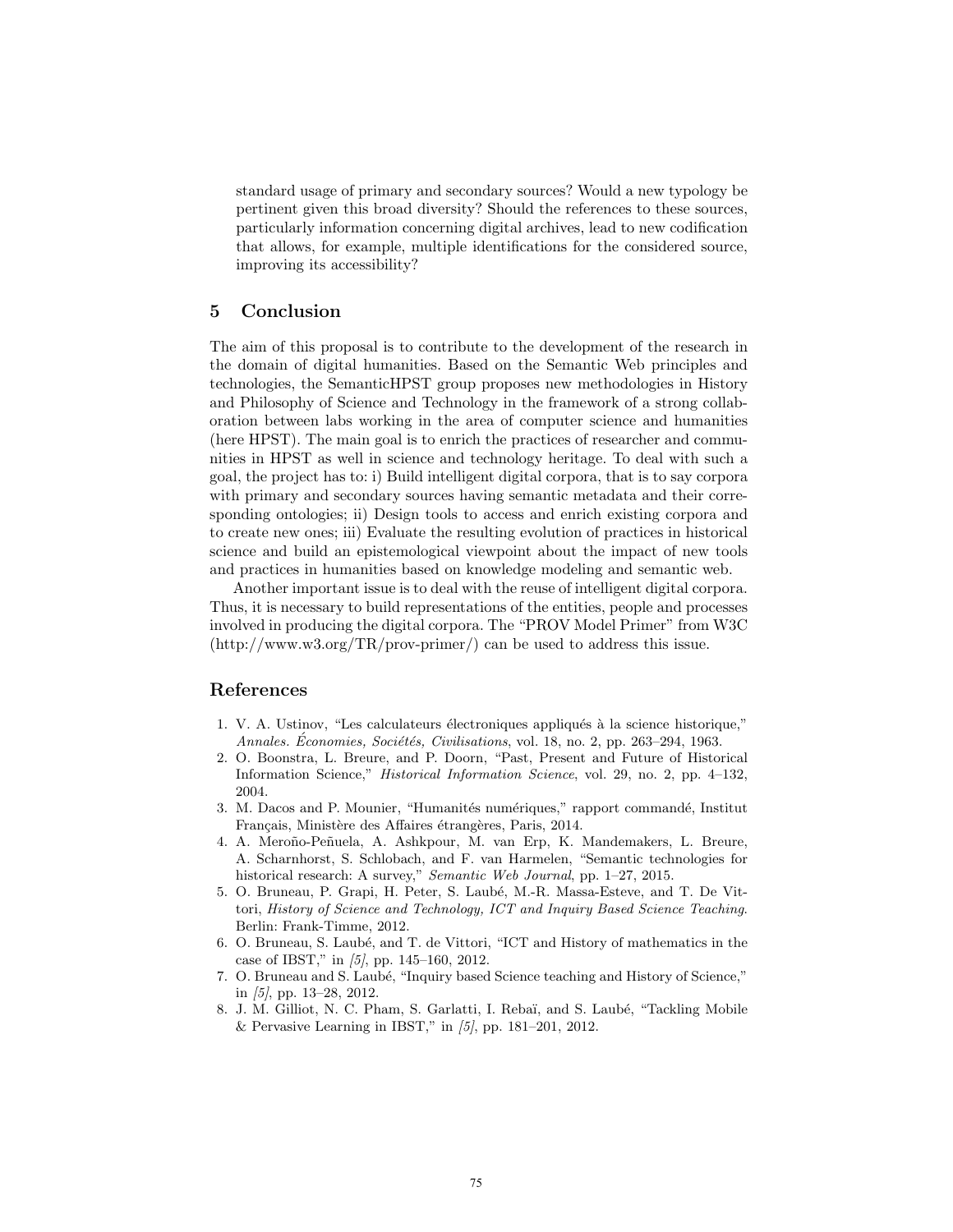standard usage of primary and secondary sources? Would a new typology be pertinent given this broad diversity? Should the references to these sources, particularly information concerning digital archives, lead to new codification that allows, for example, multiple identifications for the considered source, improving its accessibility?

## 5 Conclusion

The aim of this proposal is to contribute to the development of the research in the domain of digital humanities. Based on the Semantic Web principles and technologies, the SemanticHPST group proposes new methodologies in History and Philosophy of Science and Technology in the framework of a strong collaboration between labs working in the area of computer science and humanities (here HPST). The main goal is to enrich the practices of researcher and communities in HPST as well in science and technology heritage. To deal with such a goal, the project has to: i) Build intelligent digital corpora, that is to say corpora with primary and secondary sources having semantic metadata and their corresponding ontologies; ii) Design tools to access and enrich existing corpora and to create new ones; iii) Evaluate the resulting evolution of practices in historical science and build an epistemological viewpoint about the impact of new tools and practices in humanities based on knowledge modeling and semantic web.

Another important issue is to deal with the reuse of intelligent digital corpora. Thus, it is necessary to build representations of the entities, people and processes involved in producing the digital corpora. The "PROV Model Primer" from W3C (http://www.w3.org/TR/prov-primer/) can be used to address this issue.

## References

1. V. A. Ustinov, "Les calculateurs électroniques appliqués à la science historique," *Annales. Économies, Sociétés, Civilisations*, vol. 18, no. 2, pp. 263–294, 1963.
2. O. Boonstra, L. Breure, and P. Doorn, "Past, Present and Future of Historical Information Science," *Historical Information Science*, vol. 29, no. 2, pp. 4–132, 2004.
3. M. Dacos and P. Mounier, "Humanités numériques," rapport commandé, Institut Français, Ministère des Affaires étrangères, Paris, 2014.
4. A. Meroño-Peñuela, A. Ashkpour, M. van Erp, K. Mandemakers, L. Breure, A. Scharnhorst, S. Schlobach, and F. van Harmelen, "Semantic technologies for historical research: A survey," *Semantic Web Journal*, pp. 1–27, 2015.
5. O. Bruneau, P. Grapi, H. Peter, S. Laubé, M.-R. Massa-Esteve, and T. De Vittori, *History of Science and Technology, ICT and Inquiry Based Science Teaching*. Berlin: Frank-Timme, 2012.
6. O. Bruneau, S. Laubé, and T. de Vittori, "ICT and History of mathematics in the case of IBST," in *[5]*, pp. 145–160, 2012.
7. O. Bruneau and S. Laubé, "Inquiry based Science teaching and History of Science," in *[5]*, pp. 13–28, 2012.
8. J. M. Gilliot, N. C. Pham, S. Garlatti, I. Rebaï, and S. Laubé, "Tackling Mobile & Pervasive Learning in IBST," in *[5]*, pp. 181–201, 2012.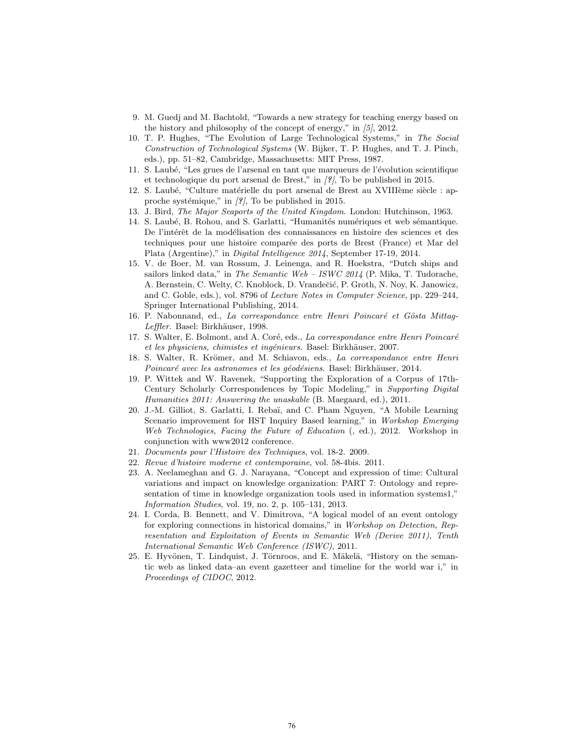9. M. Guedj and M. Bachtold, "Towards a new strategy for teaching energy based on the history and philosophy of the concept of energy," in *[5]*, 2012.
10. T. P. Hughes, "The Evolution of Large Technological Systems," in *The Social Construction of Technological Systems* (W. Bijker, T. P. Hughes, and T. J. Pinch, eds.), pp. 51–82, Cambridge, Massachusetts: MIT Press, 1987.
11. S. Laubé, "Les grues de l'arsenal en tant que marqueurs de l'évolution scientifique et technologique du port arsenal de Brest," in *[?]*, To be published in 2015.
12. S. Laubé, "Culture matérielle du port arsenal de Brest au XVIIIème siècle : approche systémique," in *[?]*, To be published in 2015.
13. J. Bird, *The Major Seaports of the United Kingdom*. London: Hutchinson, 1963.
14. S. Laubé, B. Rohou, and S. Garlatti, "Humanités numériques et web sémantique. De l'intérêt de la modélisation des connaissances en histoire des sciences et des techniques pour une histoire comparée des ports de Brest (France) et Mar del Plata (Argentine)," in *Digital Intelligence 2014*, September 17-19, 2014.
15. V. de Boer, M. van Rossum, J. Leinenga, and R. Hoekstra, "Dutch ships and sailors linked data," in *The Semantic Web – ISWC 2014* (P. Mika, T. Tudorache, A. Bernstein, C. Welty, C. Knoblock, D. Vrandečić, P. Groth, N. Noy, K. Janowicz, and C. Goble, eds.), vol. 8796 of *Lecture Notes in Computer Science*, pp. 229–244, Springer International Publishing, 2014.
16. P. Nabonnand, ed., *La correspondance entre Henri Poincaré et Gösta Mittag-Leffler*. Basel: Birkhäuser, 1998.
17. S. Walter, E. Bolmont, and A. Coré, eds., *La correspondance entre Henri Poincaré et les physiciens, chimistes et ingénieurs*. Basel: Birkhäuser, 2007.
18. S. Walter, R. Krömer, and M. Schiavon, eds., *La correspondance entre Henri Poincaré avec les astronomes et les géodésiens*. Basel: Birkhäuser, 2014.
19. P. Wittek and W. Ravenek, "Supporting the Exploration of a Corpus of 17th-Century Scholarly Correspondences by Topic Modeling," in *Supporting Digital Humanities 2011: Answering the unaskable* (B. Maegaard, ed.), 2011.
20. J.-M. Gilliot, S. Garlatti, I. Rebaï, and C. Pham Nguyen, "A Mobile Learning Scenario improvement for HST Inquiry Based learning," in *Workshop Emerging Web Technologies, Facing the Future of Education* (, ed.), 2012. Workshop in conjunction with www2012 conference.
21. *Documents pour l'Histoire des Techniques*, vol. 18-2. 2009.
22. *Revue d'histoire moderne et contemporaine*, vol. 58-4bis. 2011.
23. A. Neelameghan and G. J. Narayana, "Concept and expression of time: Cultural variations and impact on knowledge organization: PART 7: Ontology and representation of time in knowledge organization tools used in information systems1," *Information Studies*, vol. 19, no. 2, p. 105–131, 2013.
24. I. Corda, B. Bennett, and V. Dimitrova, "A logical model of an event ontology for exploring connections in historical domains," in *Workshop on Detection, Representation and Exploitation of Events in Semantic Web (Derive 2011), Tenth International Semantic Web Conference (ISWC)*, 2011.
25. E. Hyvönen, T. Lindquist, J. Törnroos, and E. Mäkelä, "History on the semantic web as linked data–an event gazetteer and timeline for the world war i," in *Proceedings of CIDOC*, 2012.